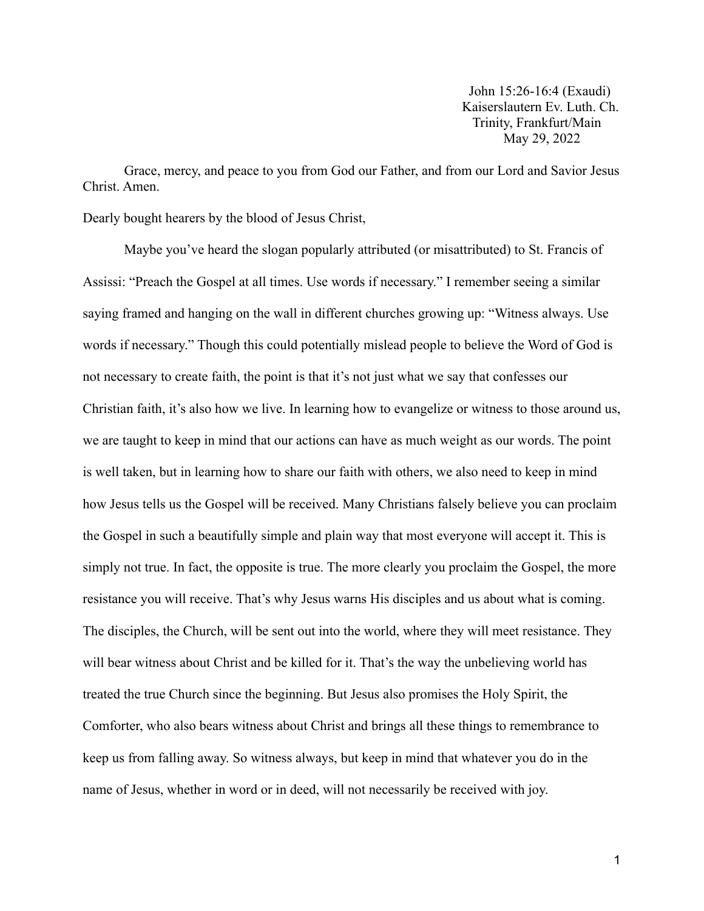John 15:26-16:4 (Exaudi)
Kaiserslautern Ev. Luth. Ch.
Trinity, Frankfurt/Main
May 29, 2022

Grace, mercy, and peace to you from God our Father, and from our Lord and Savior Jesus Christ. Amen.

Dearly bought hearers by the blood of Jesus Christ,

Maybe you've heard the slogan popularly attributed (or misattributed) to St. Francis of Assissi: "Preach the Gospel at all times. Use words if necessary." I remember seeing a similar saying framed and hanging on the wall in different churches growing up: "Witness always. Use words if necessary." Though this could potentially mislead people to believe the Word of God is not necessary to create faith, the point is that it's not just what we say that confesses our Christian faith, it's also how we live. In learning how to evangelize or witness to those around us, we are taught to keep in mind that our actions can have as much weight as our words. The point is well taken, but in learning how to share our faith with others, we also need to keep in mind how Jesus tells us the Gospel will be received. Many Christians falsely believe you can proclaim the Gospel in such a beautifully simple and plain way that most everyone will accept it. This is simply not true. In fact, the opposite is true. The more clearly you proclaim the Gospel, the more resistance you will receive. That's why Jesus warns His disciples and us about what is coming. The disciples, the Church, will be sent out into the world, where they will meet resistance. They will bear witness about Christ and be killed for it. That's the way the unbelieving world has treated the true Church since the beginning. But Jesus also promises the Holy Spirit, the Comforter, who also bears witness about Christ and brings all these things to remembrance to keep us from falling away. So witness always, but keep in mind that whatever you do in the name of Jesus, whether in word or in deed, will not necessarily be received with joy.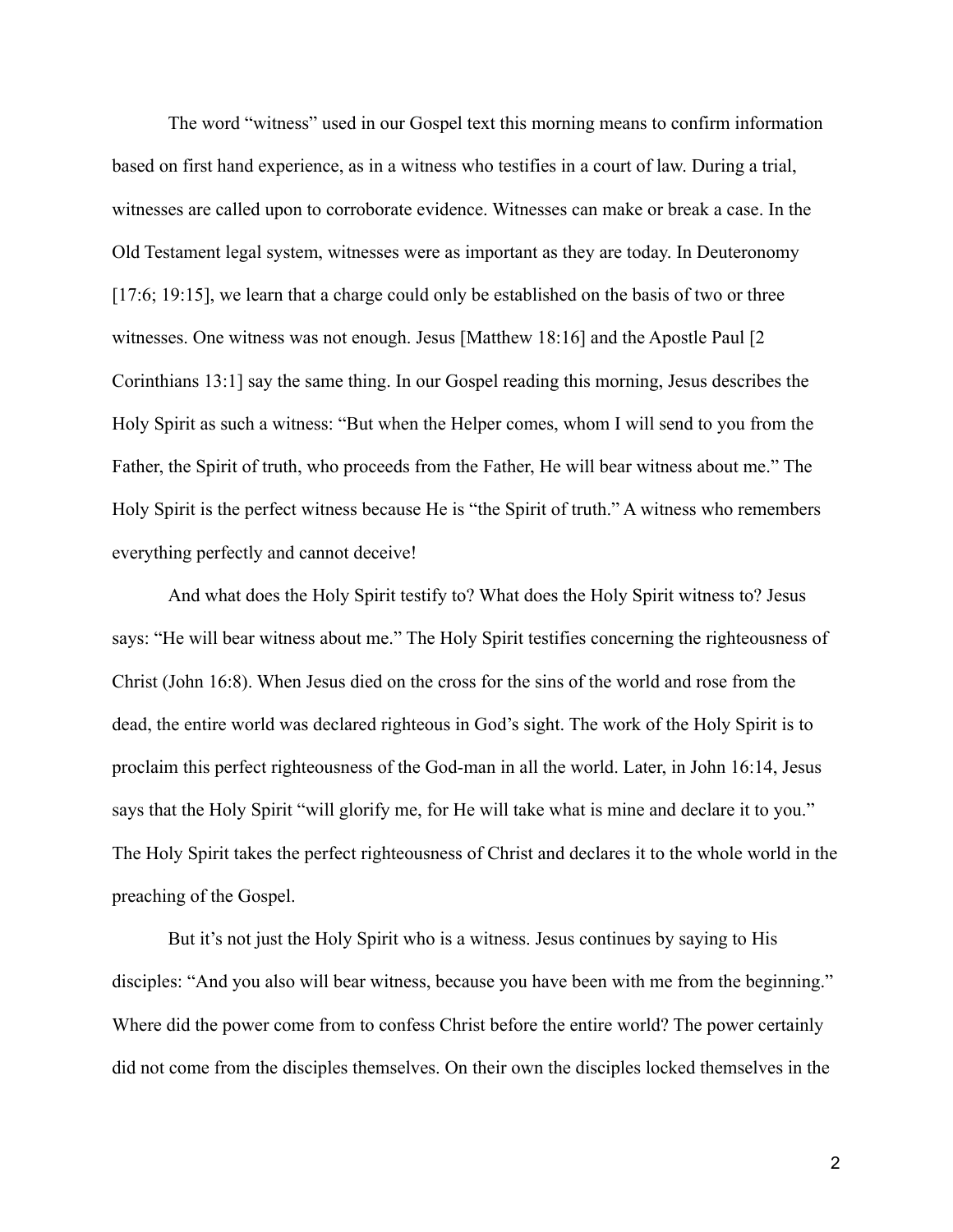The word “witness” used in our Gospel text this morning means to confirm information based on first hand experience, as in a witness who testifies in a court of law. During a trial, witnesses are called upon to corroborate evidence. Witnesses can make or break a case. In the Old Testament legal system, witnesses were as important as they are today. In Deuteronomy [17:6; 19:15], we learn that a charge could only be established on the basis of two or three witnesses. One witness was not enough. Jesus [Matthew 18:16] and the Apostle Paul [2 Corinthians 13:1] say the same thing. In our Gospel reading this morning, Jesus describes the Holy Spirit as such a witness: “But when the Helper comes, whom I will send to you from the Father, the Spirit of truth, who proceeds from the Father, He will bear witness about me.” The Holy Spirit is the perfect witness because He is “the Spirit of truth.” A witness who remembers everything perfectly and cannot deceive!

And what does the Holy Spirit testify to? What does the Holy Spirit witness to? Jesus says: “He will bear witness about me.” The Holy Spirit testifies concerning the righteousness of Christ (John 16:8). When Jesus died on the cross for the sins of the world and rose from the dead, the entire world was declared righteous in God’s sight. The work of the Holy Spirit is to proclaim this perfect righteousness of the God-man in all the world. Later, in John 16:14, Jesus says that the Holy Spirit “will glorify me, for He will take what is mine and declare it to you.” The Holy Spirit takes the perfect righteousness of Christ and declares it to the whole world in the preaching of the Gospel.

But it’s not just the Holy Spirit who is a witness. Jesus continues by saying to His disciples: “And you also will bear witness, because you have been with me from the beginning.” Where did the power come from to confess Christ before the entire world? The power certainly did not come from the disciples themselves. On their own the disciples locked themselves in the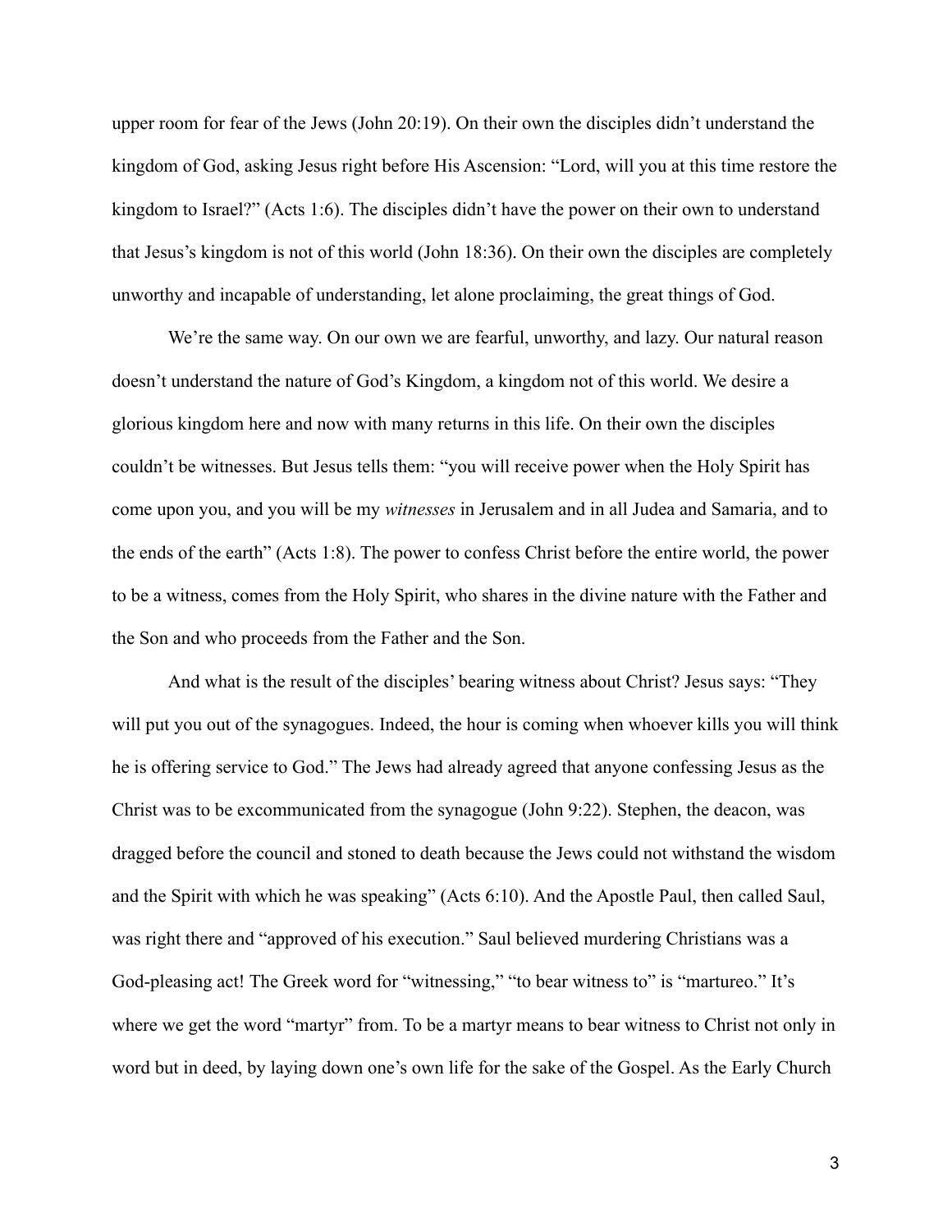upper room for fear of the Jews (John 20:19). On their own the disciples didn't understand the kingdom of God, asking Jesus right before His Ascension: "Lord, will you at this time restore the kingdom to Israel?" (Acts 1:6). The disciples didn't have the power on their own to understand that Jesus's kingdom is not of this world (John 18:36). On their own the disciples are completely unworthy and incapable of understanding, let alone proclaiming, the great things of God.

We're the same way. On our own we are fearful, unworthy, and lazy. Our natural reason doesn't understand the nature of God's Kingdom, a kingdom not of this world. We desire a glorious kingdom here and now with many returns in this life. On their own the disciples couldn't be witnesses. But Jesus tells them: "you will receive power when the Holy Spirit has come upon you, and you will be my *witnesses* in Jerusalem and in all Judea and Samaria, and to the ends of the earth" (Acts 1:8). The power to confess Christ before the entire world, the power to be a witness, comes from the Holy Spirit, who shares in the divine nature with the Father and the Son and who proceeds from the Father and the Son.

And what is the result of the disciples' bearing witness about Christ? Jesus says: "They will put you out of the synagogues. Indeed, the hour is coming when whoever kills you will think he is offering service to God." The Jews had already agreed that anyone confessing Jesus as the Christ was to be excommunicated from the synagogue (John 9:22). Stephen, the deacon, was dragged before the council and stoned to death because the Jews could not withstand the wisdom and the Spirit with which he was speaking" (Acts 6:10). And the Apostle Paul, then called Saul, was right there and "approved of his execution." Saul believed murdering Christians was a God-pleasing act! The Greek word for "witnessing," "to bear witness to" is "martureo." It's where we get the word "martyr" from. To be a martyr means to bear witness to Christ not only in word but in deed, by laying down one's own life for the sake of the Gospel. As the Early Church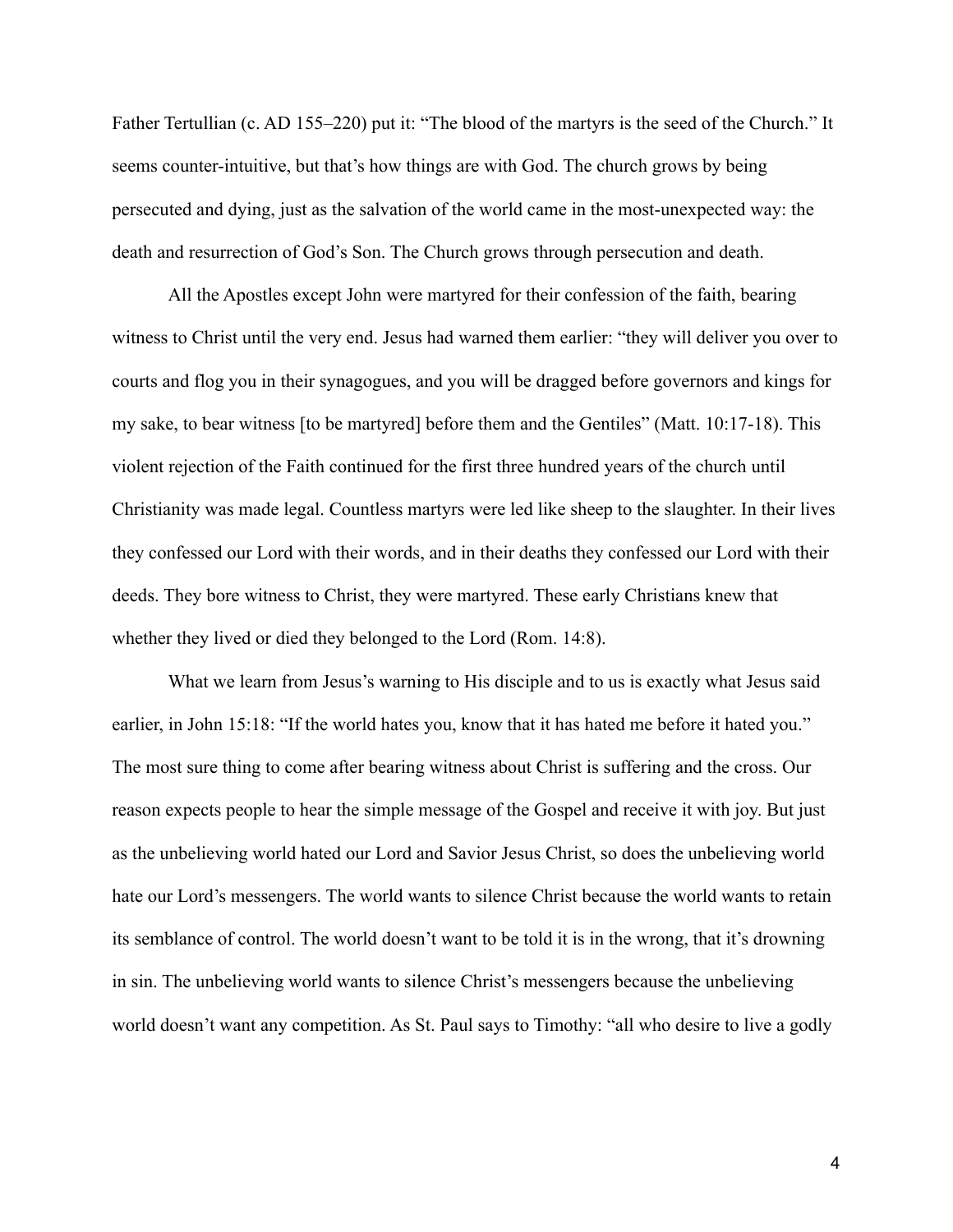Father Tertullian (c. AD 155–220) put it: "The blood of the martyrs is the seed of the Church." It seems counter-intuitive, but that's how things are with God. The church grows by being persecuted and dying, just as the salvation of the world came in the most-unexpected way: the death and resurrection of God's Son. The Church grows through persecution and death.

All the Apostles except John were martyred for their confession of the faith, bearing witness to Christ until the very end. Jesus had warned them earlier: "they will deliver you over to courts and flog you in their synagogues, and you will be dragged before governors and kings for my sake, to bear witness [to be martyred] before them and the Gentiles" (Matt. 10:17-18). This violent rejection of the Faith continued for the first three hundred years of the church until Christianity was made legal. Countless martyrs were led like sheep to the slaughter. In their lives they confessed our Lord with their words, and in their deaths they confessed our Lord with their deeds. They bore witness to Christ, they were martyred. These early Christians knew that whether they lived or died they belonged to the Lord (Rom. 14:8).

What we learn from Jesus's warning to His disciple and to us is exactly what Jesus said earlier, in John 15:18: "If the world hates you, know that it has hated me before it hated you." The most sure thing to come after bearing witness about Christ is suffering and the cross. Our reason expects people to hear the simple message of the Gospel and receive it with joy. But just as the unbelieving world hated our Lord and Savior Jesus Christ, so does the unbelieving world hate our Lord's messengers. The world wants to silence Christ because the world wants to retain its semblance of control. The world doesn't want to be told it is in the wrong, that it's drowning in sin. The unbelieving world wants to silence Christ's messengers because the unbelieving world doesn't want any competition. As St. Paul says to Timothy: "all who desire to live a godly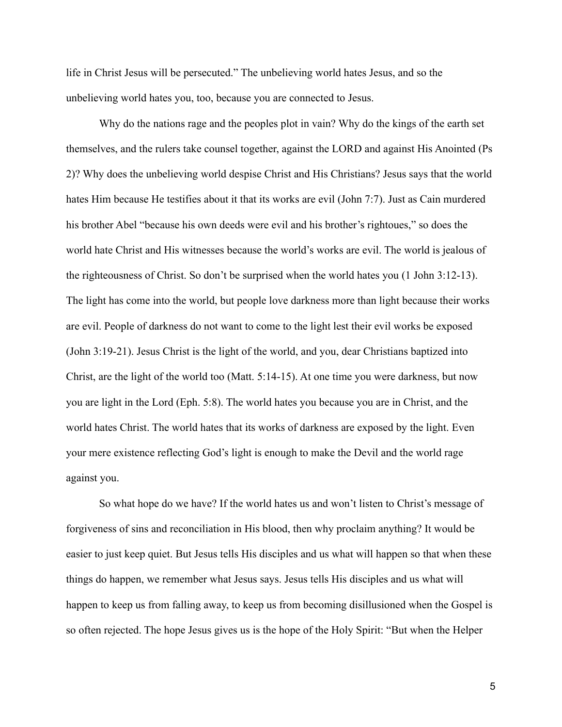life in Christ Jesus will be persecuted." The unbelieving world hates Jesus, and so the unbelieving world hates you, too, because you are connected to Jesus.

Why do the nations rage and the peoples plot in vain? Why do the kings of the earth set themselves, and the rulers take counsel together, against the LORD and against His Anointed (Ps 2)? Why does the unbelieving world despise Christ and His Christians? Jesus says that the world hates Him because He testifies about it that its works are evil (John 7:7). Just as Cain murdered his brother Abel "because his own deeds were evil and his brother's rightoues," so does the world hate Christ and His witnesses because the world's works are evil. The world is jealous of the righteousness of Christ. So don't be surprised when the world hates you (1 John 3:12-13). The light has come into the world, but people love darkness more than light because their works are evil. People of darkness do not want to come to the light lest their evil works be exposed (John 3:19-21). Jesus Christ is the light of the world, and you, dear Christians baptized into Christ, are the light of the world too (Matt. 5:14-15). At one time you were darkness, but now you are light in the Lord (Eph. 5:8). The world hates you because you are in Christ, and the world hates Christ. The world hates that its works of darkness are exposed by the light. Even your mere existence reflecting God's light is enough to make the Devil and the world rage against you.

So what hope do we have? If the world hates us and won't listen to Christ's message of forgiveness of sins and reconciliation in His blood, then why proclaim anything? It would be easier to just keep quiet. But Jesus tells His disciples and us what will happen so that when these things do happen, we remember what Jesus says. Jesus tells His disciples and us what will happen to keep us from falling away, to keep us from becoming disillusioned when the Gospel is so often rejected. The hope Jesus gives us is the hope of the Holy Spirit: "But when the Helper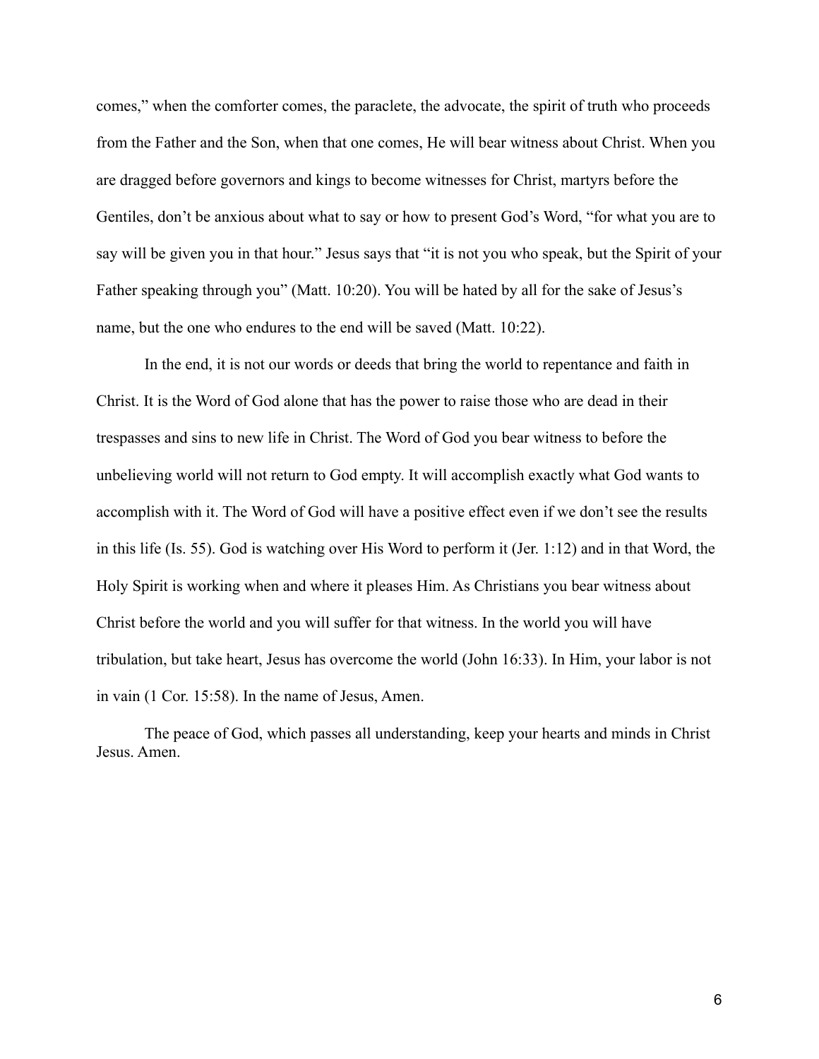comes," when the comforter comes, the paraclete, the advocate, the spirit of truth who proceeds from the Father and the Son, when that one comes, He will bear witness about Christ. When you are dragged before governors and kings to become witnesses for Christ, martyrs before the Gentiles, don't be anxious about what to say or how to present God's Word, "for what you are to say will be given you in that hour." Jesus says that "it is not you who speak, but the Spirit of your Father speaking through you" (Matt. 10:20). You will be hated by all for the sake of Jesus's name, but the one who endures to the end will be saved (Matt. 10:22).

In the end, it is not our words or deeds that bring the world to repentance and faith in Christ. It is the Word of God alone that has the power to raise those who are dead in their trespasses and sins to new life in Christ. The Word of God you bear witness to before the unbelieving world will not return to God empty. It will accomplish exactly what God wants to accomplish with it. The Word of God will have a positive effect even if we don't see the results in this life (Is. 55). God is watching over His Word to perform it (Jer. 1:12) and in that Word, the Holy Spirit is working when and where it pleases Him. As Christians you bear witness about Christ before the world and you will suffer for that witness. In the world you will have tribulation, but take heart, Jesus has overcome the world (John 16:33). In Him, your labor is not in vain (1 Cor. 15:58). In the name of Jesus, Amen.

The peace of God, which passes all understanding, keep your hearts and minds in Christ Jesus. Amen.